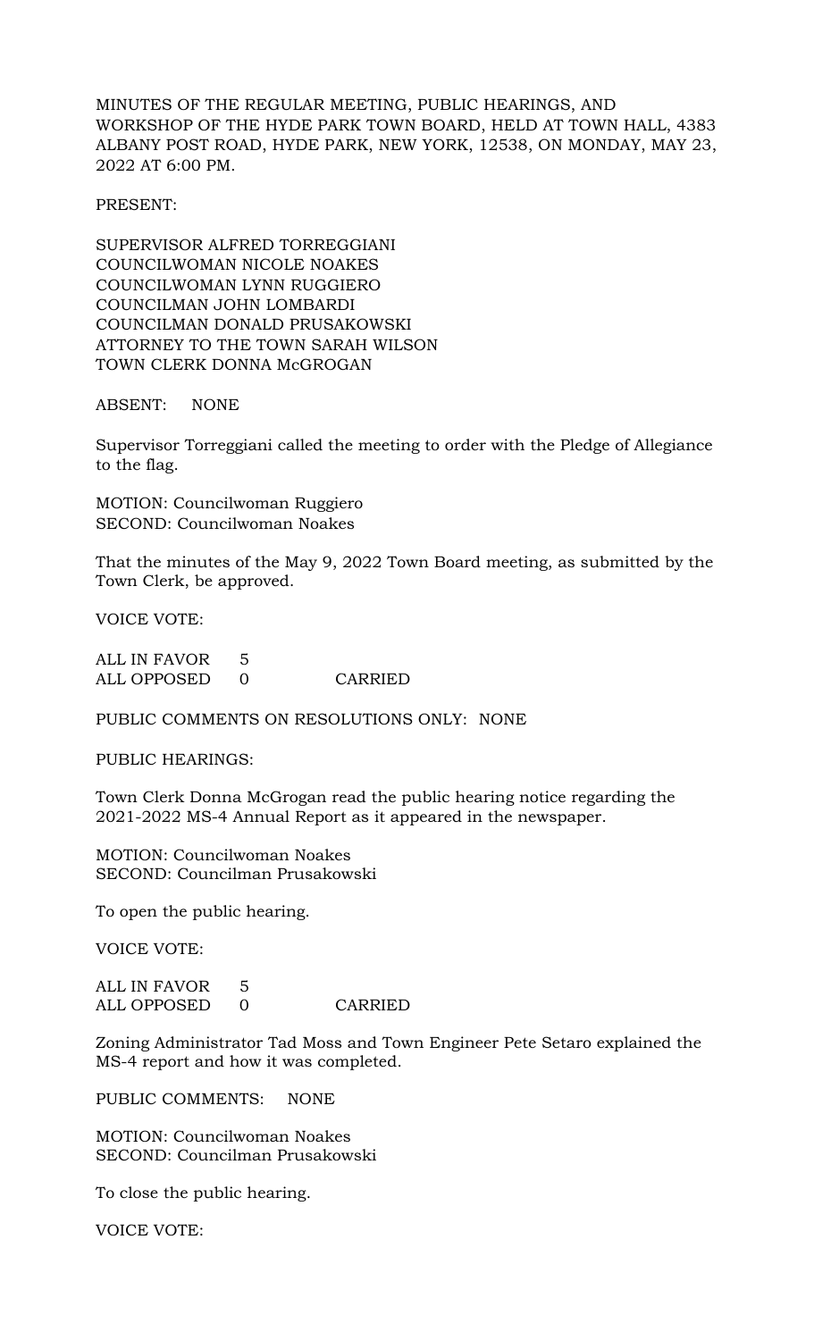MINUTES OF THE REGULAR MEETING, PUBLIC HEARINGS, AND WORKSHOP OF THE HYDE PARK TOWN BOARD, HELD AT TOWN HALL, 4383 ALBANY POST ROAD, HYDE PARK, NEW YORK, 12538, ON MONDAY, MAY 23, 2022 AT 6:00 PM.

PRESENT:

SUPERVISOR ALFRED TORREGGIANI
COUNCILWOMAN NICOLE NOAKES
COUNCILWOMAN LYNN RUGGIERO
COUNCILMAN JOHN LOMBARDI
COUNCILMAN DONALD PRUSAKOWSKI
ATTORNEY TO THE TOWN SARAH WILSON
TOWN CLERK DONNA McGROGAN

ABSENT: NONE

Supervisor Torreggiani called the meeting to order with the Pledge of Allegiance to the flag.

MOTION: Councilwoman Ruggiero
SECOND: Councilwoman Noakes

That the minutes of the May 9, 2022 Town Board meeting, as submitted by the Town Clerk, be approved.

VOICE VOTE:

| | | |
|---|---|---|
| ALL IN FAVOR | 5 | |
| ALL OPPOSED | 0 | CARRIED |

PUBLIC COMMENTS ON RESOLUTIONS ONLY: NONE

PUBLIC HEARINGS:

Town Clerk Donna McGrogan read the public hearing notice regarding the 2021-2022 MS-4 Annual Report as it appeared in the newspaper.

MOTION: Councilwoman Noakes
SECOND: Councilman Prusakowski

To open the public hearing.

VOICE VOTE:

| | | |
|---|---|---|
| ALL IN FAVOR | 5 | |
| ALL OPPOSED | 0 | CARRIED |

Zoning Administrator Tad Moss and Town Engineer Pete Setaro explained the MS-4 report and how it was completed.

PUBLIC COMMENTS: NONE

MOTION: Councilwoman Noakes
SECOND: Councilman Prusakowski

To close the public hearing.

VOICE VOTE: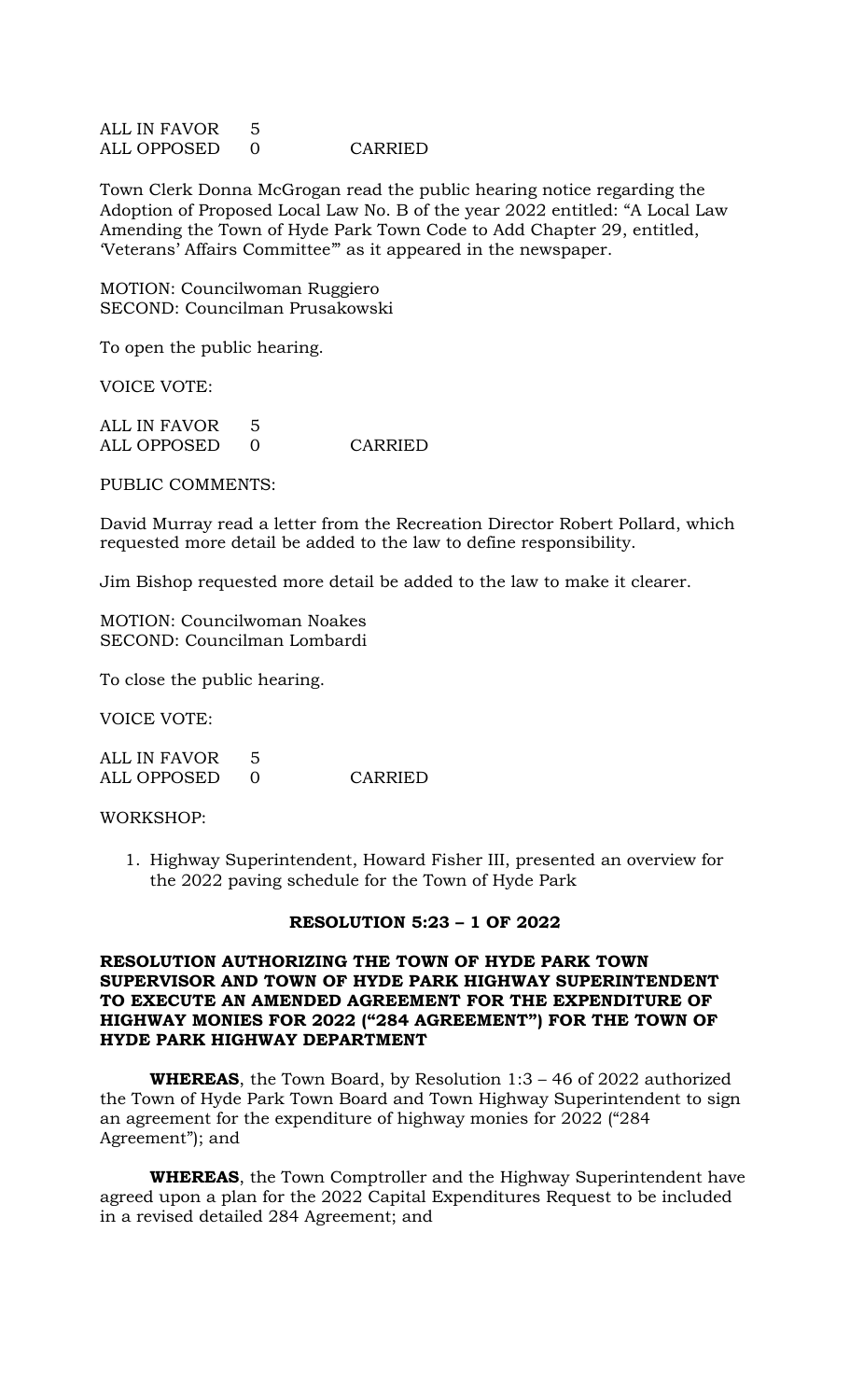ALL IN FAVOR 5
ALL OPPOSED 0 CARRIED

Town Clerk Donna McGrogan read the public hearing notice regarding the Adoption of Proposed Local Law No. B of the year 2022 entitled: "A Local Law Amending the Town of Hyde Park Town Code to Add Chapter 29, entitled, 'Veterans' Affairs Committee'" as it appeared in the newspaper.

MOTION: Councilwoman Ruggiero
SECOND: Councilman Prusakowski

To open the public hearing.

VOICE VOTE:

ALL IN FAVOR 5
ALL OPPOSED 0 CARRIED

PUBLIC COMMENTS:

David Murray read a letter from the Recreation Director Robert Pollard, which requested more detail be added to the law to define responsibility.

Jim Bishop requested more detail be added to the law to make it clearer.

MOTION: Councilwoman Noakes
SECOND: Councilman Lombardi

To close the public hearing.

VOICE VOTE:

ALL IN FAVOR 5
ALL OPPOSED 0 CARRIED

WORKSHOP:

1. Highway Superintendent, Howard Fisher III, presented an overview for the 2022 paving schedule for the Town of Hyde Park

**RESOLUTION 5:23 – 1 OF 2022**

**RESOLUTION AUTHORIZING THE TOWN OF HYDE PARK TOWN SUPERVISOR AND TOWN OF HYDE PARK HIGHWAY SUPERINTENDENT TO EXECUTE AN AMENDED AGREEMENT FOR THE EXPENDITURE OF HIGHWAY MONIES FOR 2022 ("284 AGREEMENT") FOR THE TOWN OF HYDE PARK HIGHWAY DEPARTMENT**

**WHEREAS**, the Town Board, by Resolution 1:3 – 46 of 2022 authorized the Town of Hyde Park Town Board and Town Highway Superintendent to sign an agreement for the expenditure of highway monies for 2022 ("284 Agreement"); and

**WHEREAS**, the Town Comptroller and the Highway Superintendent have agreed upon a plan for the 2022 Capital Expenditures Request to be included in a revised detailed 284 Agreement; and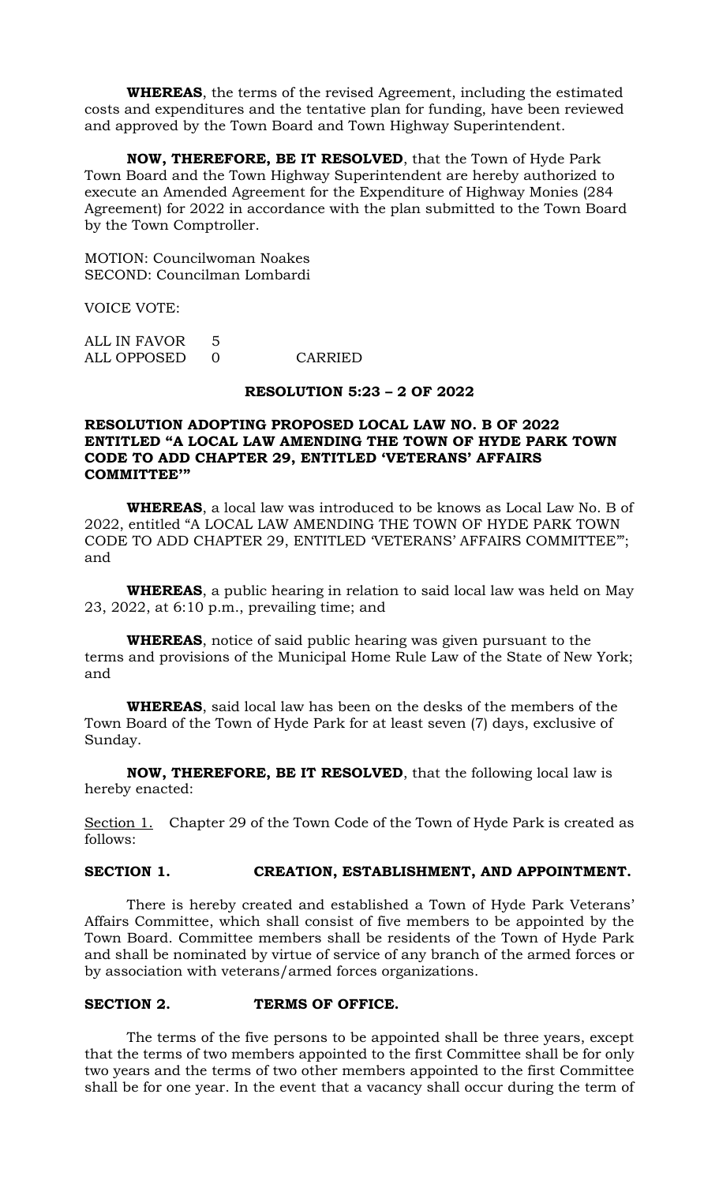**WHEREAS**, the terms of the revised Agreement, including the estimated costs and expenditures and the tentative plan for funding, have been reviewed and approved by the Town Board and Town Highway Superintendent.

**NOW, THEREFORE, BE IT RESOLVED**, that the Town of Hyde Park Town Board and the Town Highway Superintendent are hereby authorized to execute an Amended Agreement for the Expenditure of Highway Monies (284 Agreement) for 2022 in accordance with the plan submitted to the Town Board by the Town Comptroller.

MOTION: Councilwoman Noakes
SECOND: Councilman Lombardi

VOICE VOTE:

| | | |
|---|---|---|
| ALL IN FAVOR | 5 | |
| ALL OPPOSED | 0 | CARRIED |

**RESOLUTION 5:23 – 2 OF 2022**

**RESOLUTION ADOPTING PROPOSED LOCAL LAW NO. B OF 2022 ENTITLED "A LOCAL LAW AMENDING THE TOWN OF HYDE PARK TOWN CODE TO ADD CHAPTER 29, ENTITLED 'VETERANS' AFFAIRS COMMITTEE'"**

**WHEREAS**, a local law was introduced to be knows as Local Law No. B of 2022, entitled "A LOCAL LAW AMENDING THE TOWN OF HYDE PARK TOWN CODE TO ADD CHAPTER 29, ENTITLED 'VETERANS' AFFAIRS COMMITTEE'"; and

**WHEREAS**, a public hearing in relation to said local law was held on May 23, 2022, at 6:10 p.m., prevailing time; and

**WHEREAS**, notice of said public hearing was given pursuant to the terms and provisions of the Municipal Home Rule Law of the State of New York; and

**WHEREAS**, said local law has been on the desks of the members of the Town Board of the Town of Hyde Park for at least seven (7) days, exclusive of Sunday.

**NOW, THEREFORE, BE IT RESOLVED**, that the following local law is hereby enacted:

Section 1. Chapter 29 of the Town Code of the Town of Hyde Park is created as follows:

**SECTION 1. CREATION, ESTABLISHMENT, AND APPOINTMENT.**

There is hereby created and established a Town of Hyde Park Veterans' Affairs Committee, which shall consist of five members to be appointed by the Town Board. Committee members shall be residents of the Town of Hyde Park and shall be nominated by virtue of service of any branch of the armed forces or by association with veterans/armed forces organizations.

**SECTION 2. TERMS OF OFFICE.**

The terms of the five persons to be appointed shall be three years, except that the terms of two members appointed to the first Committee shall be for only two years and the terms of two other members appointed to the first Committee shall be for one year. In the event that a vacancy shall occur during the term of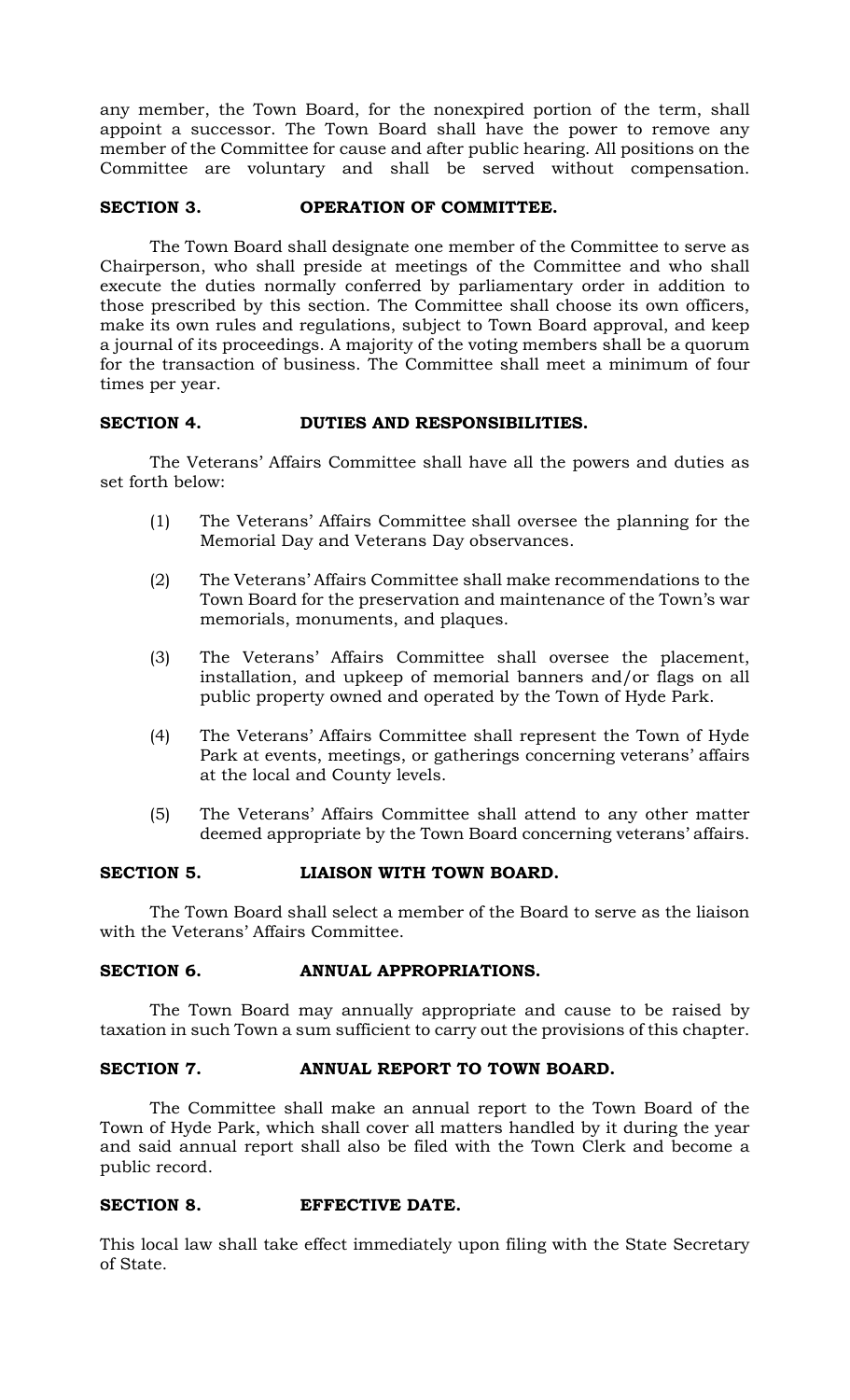any member, the Town Board, for the nonexpired portion of the term, shall appoint a successor. The Town Board shall have the power to remove any member of the Committee for cause and after public hearing. All positions on the Committee are voluntary and shall be served without compensation.

**SECTION 3. OPERATION OF COMMITTEE.**

The Town Board shall designate one member of the Committee to serve as Chairperson, who shall preside at meetings of the Committee and who shall execute the duties normally conferred by parliamentary order in addition to those prescribed by this section. The Committee shall choose its own officers, make its own rules and regulations, subject to Town Board approval, and keep a journal of its proceedings. A majority of the voting members shall be a quorum for the transaction of business. The Committee shall meet a minimum of four times per year.

**SECTION 4. DUTIES AND RESPONSIBILITIES.**

The Veterans' Affairs Committee shall have all the powers and duties as set forth below:

(1) The Veterans' Affairs Committee shall oversee the planning for the Memorial Day and Veterans Day observances.

(2) The Veterans' Affairs Committee shall make recommendations to the Town Board for the preservation and maintenance of the Town's war memorials, monuments, and plaques.

(3) The Veterans' Affairs Committee shall oversee the placement, installation, and upkeep of memorial banners and/or flags on all public property owned and operated by the Town of Hyde Park.

(4) The Veterans' Affairs Committee shall represent the Town of Hyde Park at events, meetings, or gatherings concerning veterans' affairs at the local and County levels.

(5) The Veterans' Affairs Committee shall attend to any other matter deemed appropriate by the Town Board concerning veterans' affairs.

**SECTION 5. LIAISON WITH TOWN BOARD.**

The Town Board shall select a member of the Board to serve as the liaison with the Veterans' Affairs Committee.

**SECTION 6. ANNUAL APPROPRIATIONS.**

The Town Board may annually appropriate and cause to be raised by taxation in such Town a sum sufficient to carry out the provisions of this chapter.

**SECTION 7. ANNUAL REPORT TO TOWN BOARD.**

The Committee shall make an annual report to the Town Board of the Town of Hyde Park, which shall cover all matters handled by it during the year and said annual report shall also be filed with the Town Clerk and become a public record.

**SECTION 8. EFFECTIVE DATE.**

This local law shall take effect immediately upon filing with the State Secretary of State.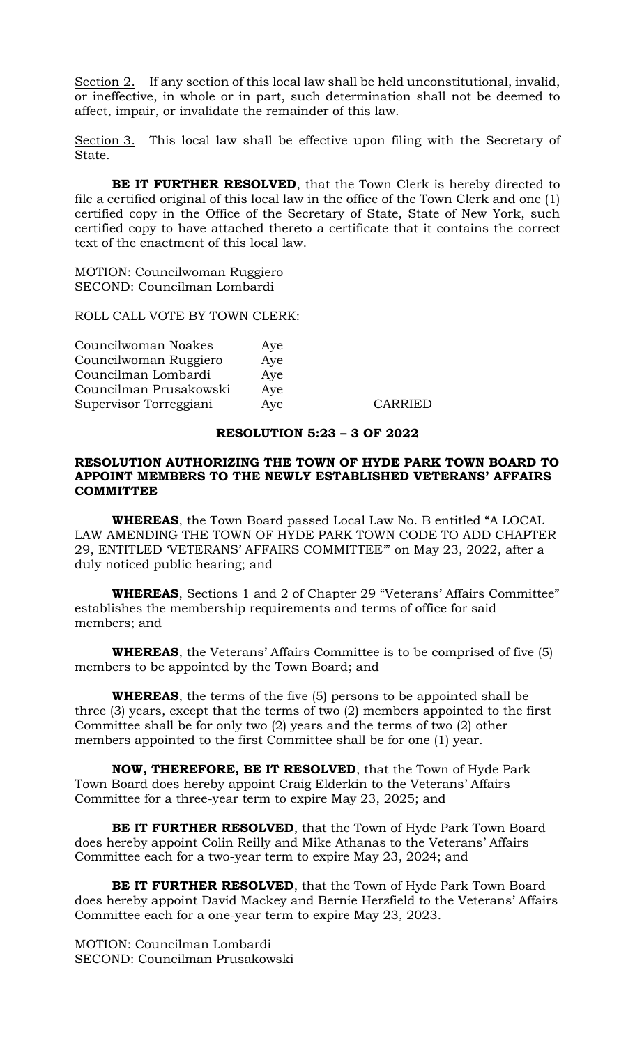Section 2. If any section of this local law shall be held unconstitutional, invalid, or ineffective, in whole or in part, such determination shall not be deemed to affect, impair, or invalidate the remainder of this law.

Section 3. This local law shall be effective upon filing with the Secretary of State.

**BE IT FURTHER RESOLVED**, that the Town Clerk is hereby directed to file a certified original of this local law in the office of the Town Clerk and one (1) certified copy in the Office of the Secretary of State, State of New York, such certified copy to have attached thereto a certificate that it contains the correct text of the enactment of this local law.

MOTION: Councilwoman Ruggiero
SECOND: Councilman Lombardi

ROLL CALL VOTE BY TOWN CLERK:

| | | |
|---|---|---|
| Councilwoman Noakes | Aye | |
| Councilwoman Ruggiero | Aye | |
| Councilman Lombardi | Aye | |
| Councilman Prusakowski | Aye | |
| Supervisor Torreggiani | Aye | CARRIED |

**RESOLUTION 5:23 – 3 OF 2022**

**RESOLUTION AUTHORIZING THE TOWN OF HYDE PARK TOWN BOARD TO APPOINT MEMBERS TO THE NEWLY ESTABLISHED VETERANS' AFFAIRS COMMITTEE**

**WHEREAS**, the Town Board passed Local Law No. B entitled "A LOCAL LAW AMENDING THE TOWN OF HYDE PARK TOWN CODE TO ADD CHAPTER 29, ENTITLED 'VETERANS' AFFAIRS COMMITTEE'" on May 23, 2022, after a duly noticed public hearing; and

**WHEREAS**, Sections 1 and 2 of Chapter 29 "Veterans' Affairs Committee" establishes the membership requirements and terms of office for said members; and

**WHEREAS**, the Veterans' Affairs Committee is to be comprised of five (5) members to be appointed by the Town Board; and

**WHEREAS**, the terms of the five (5) persons to be appointed shall be three (3) years, except that the terms of two (2) members appointed to the first Committee shall be for only two (2) years and the terms of two (2) other members appointed to the first Committee shall be for one (1) year.

**NOW, THEREFORE, BE IT RESOLVED**, that the Town of Hyde Park Town Board does hereby appoint Craig Elderkin to the Veterans' Affairs Committee for a three-year term to expire May 23, 2025; and

**BE IT FURTHER RESOLVED**, that the Town of Hyde Park Town Board does hereby appoint Colin Reilly and Mike Athanas to the Veterans' Affairs Committee each for a two-year term to expire May 23, 2024; and

**BE IT FURTHER RESOLVED**, that the Town of Hyde Park Town Board does hereby appoint David Mackey and Bernie Herzfield to the Veterans' Affairs Committee each for a one-year term to expire May 23, 2023.

MOTION: Councilman Lombardi
SECOND: Councilman Prusakowski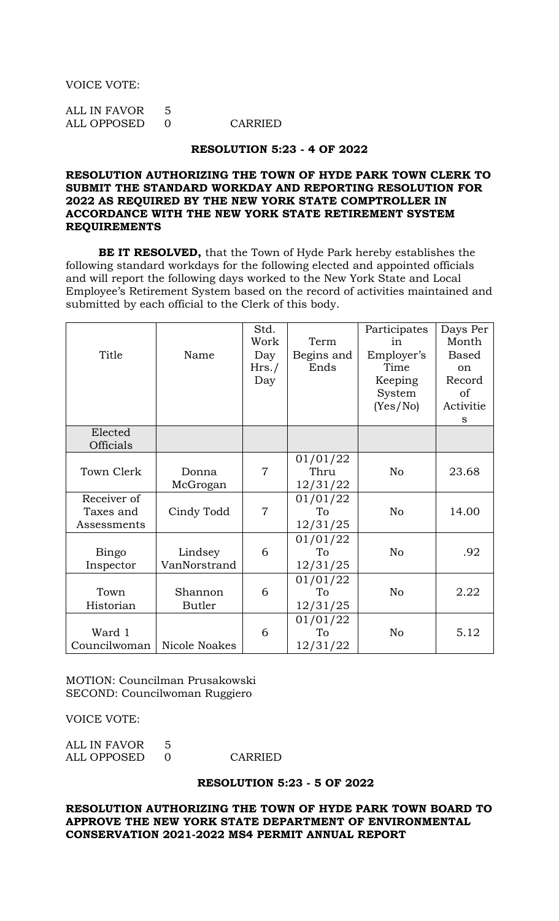VOICE VOTE:

ALL IN FAVOR 5
ALL OPPOSED 0 CARRIED

**RESOLUTION 5:23 - 4 OF 2022**

**RESOLUTION AUTHORIZING THE TOWN OF HYDE PARK TOWN CLERK TO SUBMIT THE STANDARD WORKDAY AND REPORTING RESOLUTION FOR 2022 AS REQUIRED BY THE NEW YORK STATE COMPTROLLER IN ACCORDANCE WITH THE NEW YORK STATE RETIREMENT SYSTEM REQUIREMENTS**

**BE IT RESOLVED,** that the Town of Hyde Park hereby establishes the following standard workdays for the following elected and appointed officials and will report the following days worked to the New York State and Local Employee's Retirement System based on the record of activities maintained and submitted by each official to the Clerk of this body.

| Title | Name | Std. Work Day Hrs./ Day | Term Begins and Ends | Participates in Employer's Time Keeping System (Yes/No) | Days Per Month Based on Record of Activities |
|---|---|---|---|---|---|
| Elected Officials | | | | | |
| Town Clerk | Donna McGrogan | 7 | 01/01/22 Thru 12/31/22 | No | 23.68 |
| Receiver of Taxes and Assessments | Cindy Todd | 7 | 01/01/22 To 12/31/25 | No | 14.00 |
| Bingo Inspector | Lindsey VanNorstrand | 6 | 01/01/22 To 12/31/25 | No | .92 |
| Town Historian | Shannon Butler | 6 | 01/01/22 To 12/31/25 | No | 2.22 |
| Ward 1 Councilwoman | Nicole Noakes | 6 | 01/01/22 To 12/31/22 | No | 5.12 |

MOTION: Councilman Prusakowski
SECOND: Councilwoman Ruggiero

VOICE VOTE:

ALL IN FAVOR 5
ALL OPPOSED 0 CARRIED

**RESOLUTION 5:23 - 5 OF 2022**

**RESOLUTION AUTHORIZING THE TOWN OF HYDE PARK TOWN BOARD TO APPROVE THE NEW YORK STATE DEPARTMENT OF ENVIRONMENTAL CONSERVATION 2021-2022 MS4 PERMIT ANNUAL REPORT**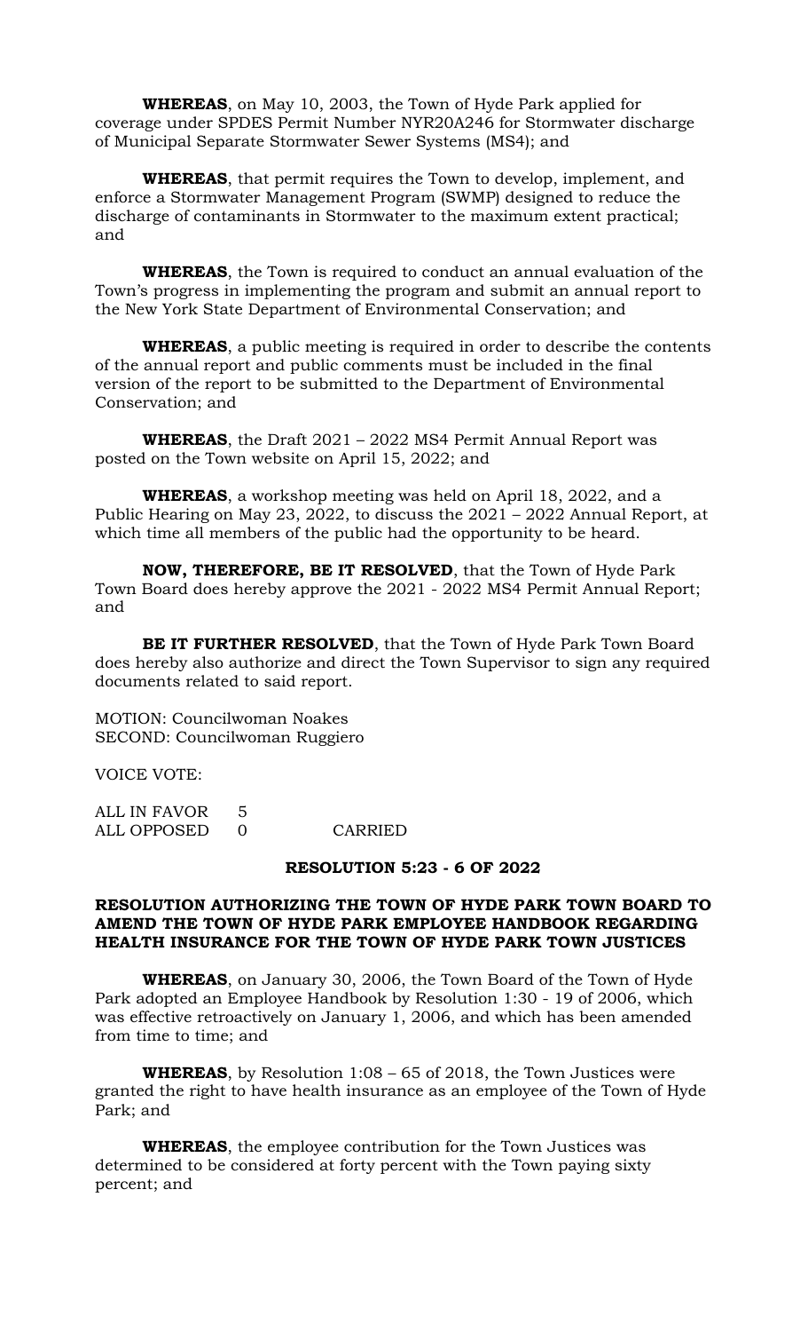**WHEREAS**, on May 10, 2003, the Town of Hyde Park applied for coverage under SPDES Permit Number NYR20A246 for Stormwater discharge of Municipal Separate Stormwater Sewer Systems (MS4); and

**WHEREAS**, that permit requires the Town to develop, implement, and enforce a Stormwater Management Program (SWMP) designed to reduce the discharge of contaminants in Stormwater to the maximum extent practical; and

**WHEREAS**, the Town is required to conduct an annual evaluation of the Town's progress in implementing the program and submit an annual report to the New York State Department of Environmental Conservation; and

**WHEREAS**, a public meeting is required in order to describe the contents of the annual report and public comments must be included in the final version of the report to be submitted to the Department of Environmental Conservation; and

**WHEREAS**, the Draft 2021 – 2022 MS4 Permit Annual Report was posted on the Town website on April 15, 2022; and

**WHEREAS**, a workshop meeting was held on April 18, 2022, and a Public Hearing on May 23, 2022, to discuss the 2021 – 2022 Annual Report, at which time all members of the public had the opportunity to be heard.

**NOW, THEREFORE, BE IT RESOLVED**, that the Town of Hyde Park Town Board does hereby approve the 2021 - 2022 MS4 Permit Annual Report; and

**BE IT FURTHER RESOLVED**, that the Town of Hyde Park Town Board does hereby also authorize and direct the Town Supervisor to sign any required documents related to said report.

MOTION: Councilwoman Noakes
SECOND: Councilwoman Ruggiero

VOICE VOTE:

ALL IN FAVOR 5
ALL OPPOSED 0 CARRIED

**RESOLUTION 5:23 - 6 OF 2022**

**RESOLUTION AUTHORIZING THE TOWN OF HYDE PARK TOWN BOARD TO AMEND THE TOWN OF HYDE PARK EMPLOYEE HANDBOOK REGARDING HEALTH INSURANCE FOR THE TOWN OF HYDE PARK TOWN JUSTICES**

**WHEREAS**, on January 30, 2006, the Town Board of the Town of Hyde Park adopted an Employee Handbook by Resolution 1:30 - 19 of 2006, which was effective retroactively on January 1, 2006, and which has been amended from time to time; and

**WHEREAS**, by Resolution 1:08 – 65 of 2018, the Town Justices were granted the right to have health insurance as an employee of the Town of Hyde Park; and

**WHEREAS**, the employee contribution for the Town Justices was determined to be considered at forty percent with the Town paying sixty percent; and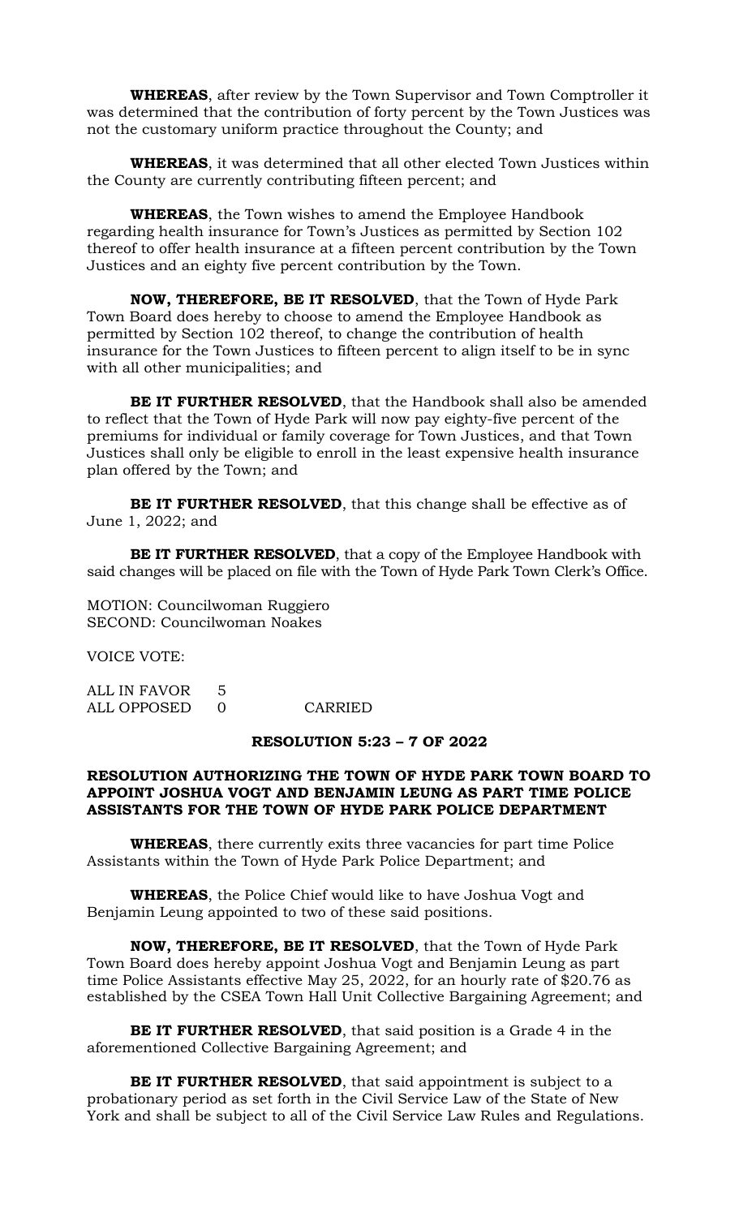**WHEREAS**, after review by the Town Supervisor and Town Comptroller it was determined that the contribution of forty percent by the Town Justices was not the customary uniform practice throughout the County; and

**WHEREAS**, it was determined that all other elected Town Justices within the County are currently contributing fifteen percent; and

**WHEREAS**, the Town wishes to amend the Employee Handbook regarding health insurance for Town's Justices as permitted by Section 102 thereof to offer health insurance at a fifteen percent contribution by the Town Justices and an eighty five percent contribution by the Town.

**NOW, THEREFORE, BE IT RESOLVED**, that the Town of Hyde Park Town Board does hereby to choose to amend the Employee Handbook as permitted by Section 102 thereof, to change the contribution of health insurance for the Town Justices to fifteen percent to align itself to be in sync with all other municipalities; and

**BE IT FURTHER RESOLVED**, that the Handbook shall also be amended to reflect that the Town of Hyde Park will now pay eighty-five percent of the premiums for individual or family coverage for Town Justices, and that Town Justices shall only be eligible to enroll in the least expensive health insurance plan offered by the Town; and

**BE IT FURTHER RESOLVED**, that this change shall be effective as of June 1, 2022; and

**BE IT FURTHER RESOLVED**, that a copy of the Employee Handbook with said changes will be placed on file with the Town of Hyde Park Town Clerk's Office.

MOTION: Councilwoman Ruggiero
SECOND: Councilwoman Noakes

VOICE VOTE:

| | | |
|---|---|---|
| ALL IN FAVOR | 5 | |
| ALL OPPOSED | 0 | CARRIED |

**RESOLUTION 5:23 – 7 OF 2022**

**RESOLUTION AUTHORIZING THE TOWN OF HYDE PARK TOWN BOARD TO APPOINT JOSHUA VOGT AND BENJAMIN LEUNG AS PART TIME POLICE ASSISTANTS FOR THE TOWN OF HYDE PARK POLICE DEPARTMENT**

**WHEREAS**, there currently exits three vacancies for part time Police Assistants within the Town of Hyde Park Police Department; and

**WHEREAS**, the Police Chief would like to have Joshua Vogt and Benjamin Leung appointed to two of these said positions.

**NOW, THEREFORE, BE IT RESOLVED**, that the Town of Hyde Park Town Board does hereby appoint Joshua Vogt and Benjamin Leung as part time Police Assistants effective May 25, 2022, for an hourly rate of $20.76 as established by the CSEA Town Hall Unit Collective Bargaining Agreement; and

**BE IT FURTHER RESOLVED**, that said position is a Grade 4 in the aforementioned Collective Bargaining Agreement; and

**BE IT FURTHER RESOLVED**, that said appointment is subject to a probationary period as set forth in the Civil Service Law of the State of New York and shall be subject to all of the Civil Service Law Rules and Regulations.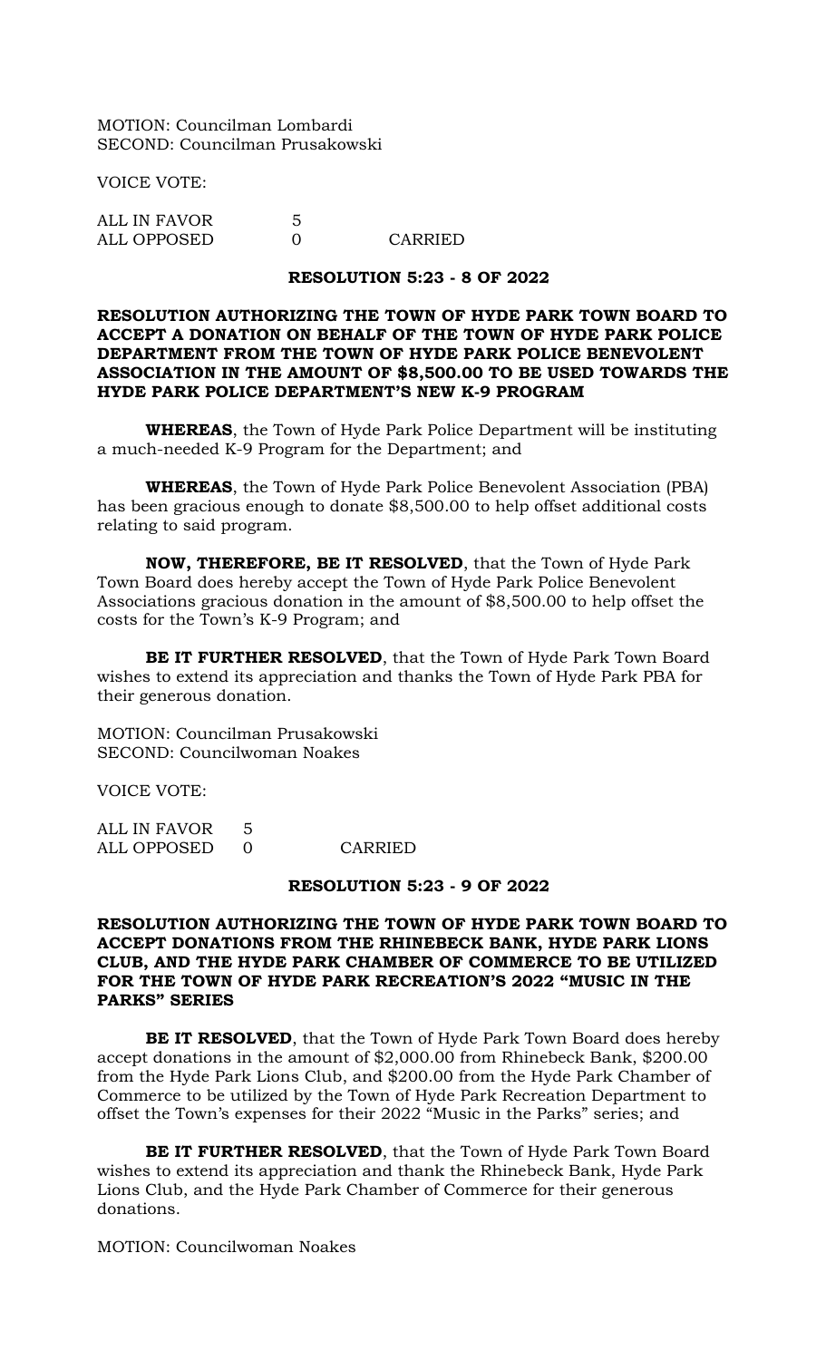MOTION: Councilman Lombardi
SECOND: Councilman Prusakowski

VOICE VOTE:

| | | |
|---|---|---|
| ALL IN FAVOR | 5 | |
| ALL OPPOSED | 0 | CARRIED |

**RESOLUTION 5:23 - 8 OF 2022**

**RESOLUTION AUTHORIZING THE TOWN OF HYDE PARK TOWN BOARD TO ACCEPT A DONATION ON BEHALF OF THE TOWN OF HYDE PARK POLICE DEPARTMENT FROM THE TOWN OF HYDE PARK POLICE BENEVOLENT ASSOCIATION IN THE AMOUNT OF $8,500.00 TO BE USED TOWARDS THE HYDE PARK POLICE DEPARTMENT'S NEW K-9 PROGRAM**

**WHEREAS**, the Town of Hyde Park Police Department will be instituting a much-needed K-9 Program for the Department; and

**WHEREAS**, the Town of Hyde Park Police Benevolent Association (PBA) has been gracious enough to donate $8,500.00 to help offset additional costs relating to said program.

**NOW, THEREFORE, BE IT RESOLVED**, that the Town of Hyde Park Town Board does hereby accept the Town of Hyde Park Police Benevolent Associations gracious donation in the amount of $8,500.00 to help offset the costs for the Town's K-9 Program; and

**BE IT FURTHER RESOLVED**, that the Town of Hyde Park Town Board wishes to extend its appreciation and thanks the Town of Hyde Park PBA for their generous donation.

MOTION: Councilman Prusakowski
SECOND: Councilwoman Noakes

VOICE VOTE:

| | | |
|---|---|---|
| ALL IN FAVOR | 5 | |
| ALL OPPOSED | 0 | CARRIED |

**RESOLUTION 5:23 - 9 OF 2022**

**RESOLUTION AUTHORIZING THE TOWN OF HYDE PARK TOWN BOARD TO ACCEPT DONATIONS FROM THE RHINEBECK BANK, HYDE PARK LIONS CLUB, AND THE HYDE PARK CHAMBER OF COMMERCE TO BE UTILIZED FOR THE TOWN OF HYDE PARK RECREATION'S 2022 "MUSIC IN THE PARKS" SERIES**

**BE IT RESOLVED**, that the Town of Hyde Park Town Board does hereby accept donations in the amount of $2,000.00 from Rhinebeck Bank, $200.00 from the Hyde Park Lions Club, and $200.00 from the Hyde Park Chamber of Commerce to be utilized by the Town of Hyde Park Recreation Department to offset the Town's expenses for their 2022 "Music in the Parks" series; and

**BE IT FURTHER RESOLVED**, that the Town of Hyde Park Town Board wishes to extend its appreciation and thank the Rhinebeck Bank, Hyde Park Lions Club, and the Hyde Park Chamber of Commerce for their generous donations.

MOTION: Councilwoman Noakes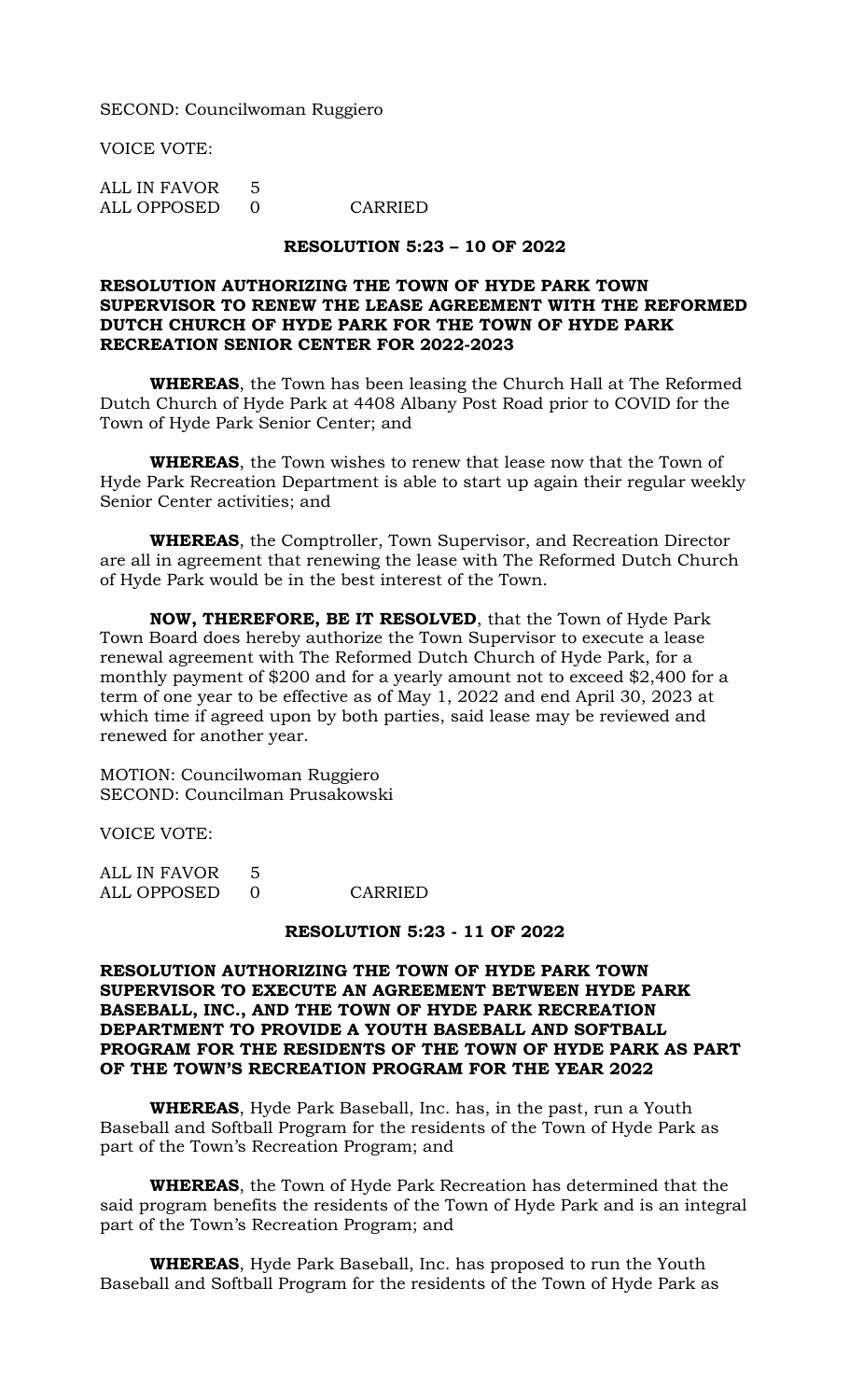SECOND: Councilwoman Ruggiero

VOICE VOTE:

| | | |
|---|---|---|
| ALL IN FAVOR | 5 | |
| ALL OPPOSED | 0 | CARRIED |

**RESOLUTION 5:23 – 10 OF 2022**

**RESOLUTION AUTHORIZING THE TOWN OF HYDE PARK TOWN SUPERVISOR TO RENEW THE LEASE AGREEMENT WITH THE REFORMED DUTCH CHURCH OF HYDE PARK FOR THE TOWN OF HYDE PARK RECREATION SENIOR CENTER FOR 2022-2023**

**WHEREAS**, the Town has been leasing the Church Hall at The Reformed Dutch Church of Hyde Park at 4408 Albany Post Road prior to COVID for the Town of Hyde Park Senior Center; and

**WHEREAS**, the Town wishes to renew that lease now that the Town of Hyde Park Recreation Department is able to start up again their regular weekly Senior Center activities; and

**WHEREAS**, the Comptroller, Town Supervisor, and Recreation Director are all in agreement that renewing the lease with The Reformed Dutch Church of Hyde Park would be in the best interest of the Town.

**NOW, THEREFORE, BE IT RESOLVED**, that the Town of Hyde Park Town Board does hereby authorize the Town Supervisor to execute a lease renewal agreement with The Reformed Dutch Church of Hyde Park, for a monthly payment of $200 and for a yearly amount not to exceed $2,400 for a term of one year to be effective as of May 1, 2022 and end April 30, 2023 at which time if agreed upon by both parties, said lease may be reviewed and renewed for another year.

MOTION: Councilwoman Ruggiero
SECOND: Councilman Prusakowski

VOICE VOTE:

| | | |
|---|---|---|
| ALL IN FAVOR | 5 | |
| ALL OPPOSED | 0 | CARRIED |

**RESOLUTION 5:23 - 11 OF 2022**

**RESOLUTION AUTHORIZING THE TOWN OF HYDE PARK TOWN SUPERVISOR TO EXECUTE AN AGREEMENT BETWEEN HYDE PARK BASEBALL, INC., AND THE TOWN OF HYDE PARK RECREATION DEPARTMENT TO PROVIDE A YOUTH BASEBALL AND SOFTBALL PROGRAM FOR THE RESIDENTS OF THE TOWN OF HYDE PARK AS PART OF THE TOWN'S RECREATION PROGRAM FOR THE YEAR 2022**

**WHEREAS**, Hyde Park Baseball, Inc. has, in the past, run a Youth Baseball and Softball Program for the residents of the Town of Hyde Park as part of the Town's Recreation Program; and

**WHEREAS**, the Town of Hyde Park Recreation has determined that the said program benefits the residents of the Town of Hyde Park and is an integral part of the Town's Recreation Program; and

**WHEREAS**, Hyde Park Baseball, Inc. has proposed to run the Youth Baseball and Softball Program for the residents of the Town of Hyde Park as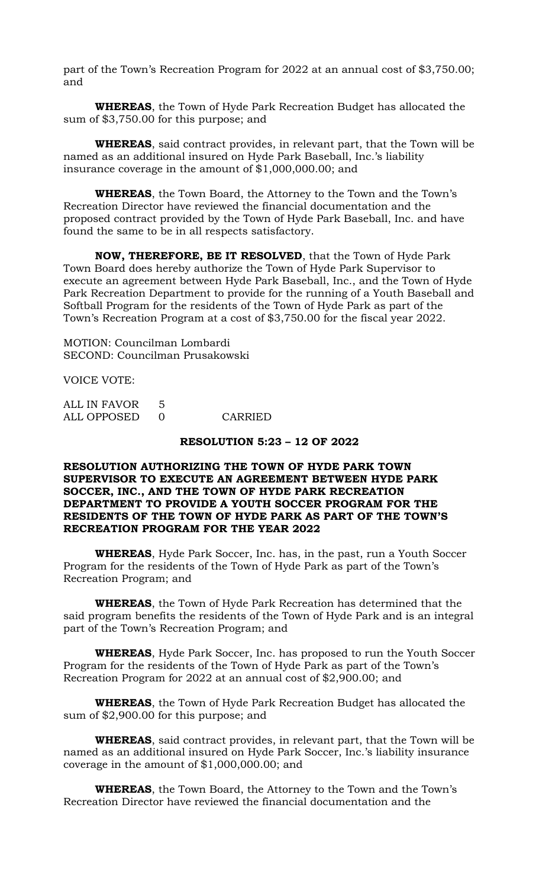part of the Town's Recreation Program for 2022 at an annual cost of $3,750.00; and

**WHEREAS**, the Town of Hyde Park Recreation Budget has allocated the sum of $3,750.00 for this purpose; and

**WHEREAS**, said contract provides, in relevant part, that the Town will be named as an additional insured on Hyde Park Baseball, Inc.'s liability insurance coverage in the amount of $1,000,000.00; and

**WHEREAS**, the Town Board, the Attorney to the Town and the Town's Recreation Director have reviewed the financial documentation and the proposed contract provided by the Town of Hyde Park Baseball, Inc. and have found the same to be in all respects satisfactory.

**NOW, THEREFORE, BE IT RESOLVED**, that the Town of Hyde Park Town Board does hereby authorize the Town of Hyde Park Supervisor to execute an agreement between Hyde Park Baseball, Inc., and the Town of Hyde Park Recreation Department to provide for the running of a Youth Baseball and Softball Program for the residents of the Town of Hyde Park as part of the Town's Recreation Program at a cost of $3,750.00 for the fiscal year 2022.

MOTION: Councilman Lombardi
SECOND: Councilman Prusakowski

VOICE VOTE:

| | | |
|---|---|---|
| ALL IN FAVOR | 5 | |
| ALL OPPOSED | 0 | CARRIED |

**RESOLUTION 5:23 – 12 OF 2022**

**RESOLUTION AUTHORIZING THE TOWN OF HYDE PARK TOWN SUPERVISOR TO EXECUTE AN AGREEMENT BETWEEN HYDE PARK SOCCER, INC., AND THE TOWN OF HYDE PARK RECREATION DEPARTMENT TO PROVIDE A YOUTH SOCCER PROGRAM FOR THE RESIDENTS OF THE TOWN OF HYDE PARK AS PART OF THE TOWN'S RECREATION PROGRAM FOR THE YEAR 2022**

**WHEREAS**, Hyde Park Soccer, Inc. has, in the past, run a Youth Soccer Program for the residents of the Town of Hyde Park as part of the Town's Recreation Program; and

**WHEREAS**, the Town of Hyde Park Recreation has determined that the said program benefits the residents of the Town of Hyde Park and is an integral part of the Town's Recreation Program; and

**WHEREAS**, Hyde Park Soccer, Inc. has proposed to run the Youth Soccer Program for the residents of the Town of Hyde Park as part of the Town's Recreation Program for 2022 at an annual cost of $2,900.00; and

**WHEREAS**, the Town of Hyde Park Recreation Budget has allocated the sum of $2,900.00 for this purpose; and

**WHEREAS**, said contract provides, in relevant part, that the Town will be named as an additional insured on Hyde Park Soccer, Inc.'s liability insurance coverage in the amount of $1,000,000.00; and

**WHEREAS**, the Town Board, the Attorney to the Town and the Town's Recreation Director have reviewed the financial documentation and the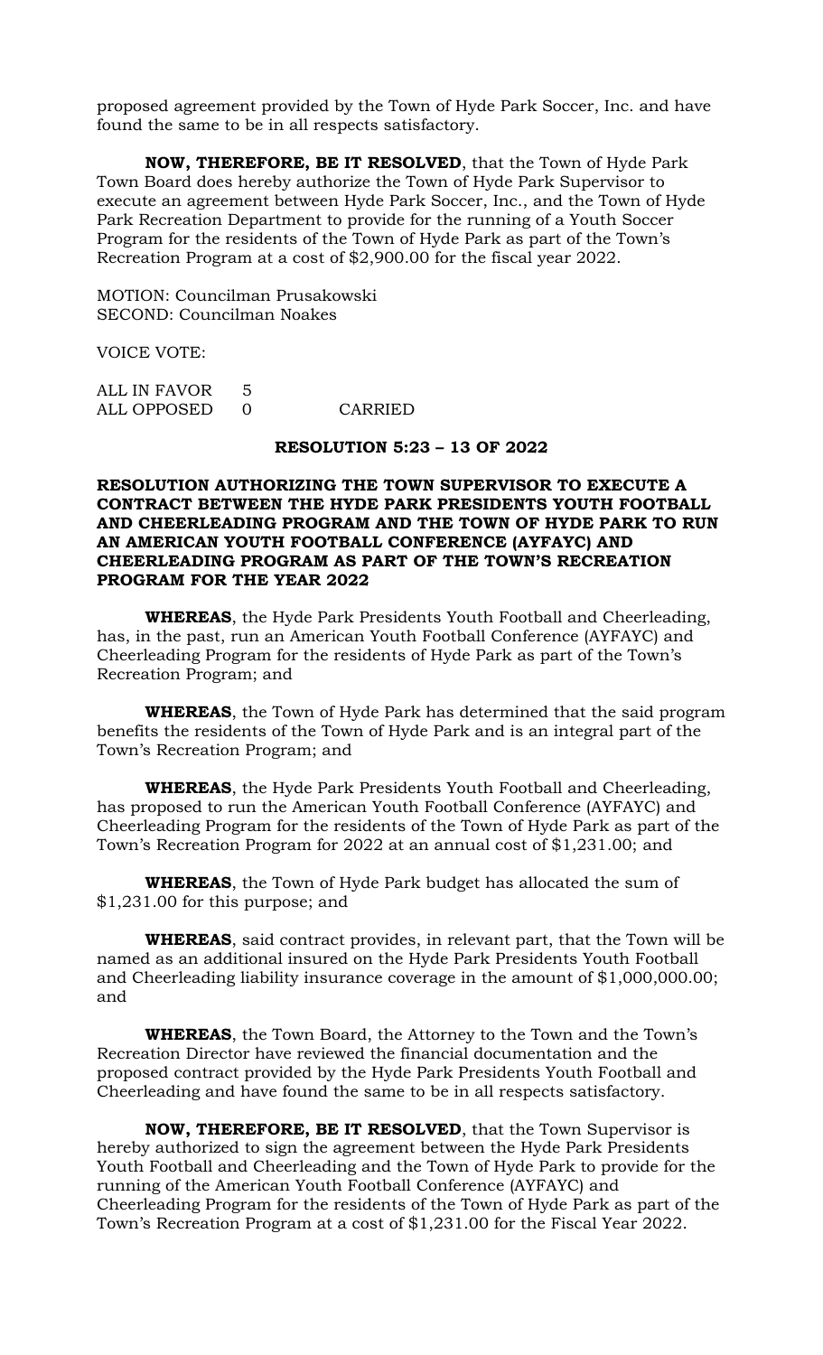proposed agreement provided by the Town of Hyde Park Soccer, Inc. and have found the same to be in all respects satisfactory.

**NOW, THEREFORE, BE IT RESOLVED**, that the Town of Hyde Park Town Board does hereby authorize the Town of Hyde Park Supervisor to execute an agreement between Hyde Park Soccer, Inc., and the Town of Hyde Park Recreation Department to provide for the running of a Youth Soccer Program for the residents of the Town of Hyde Park as part of the Town's Recreation Program at a cost of $2,900.00 for the fiscal year 2022.

MOTION: Councilman Prusakowski
SECOND: Councilman Noakes

VOICE VOTE:

| | | |
|---|---|---|
| ALL IN FAVOR | 5 | |
| ALL OPPOSED | 0 | CARRIED |

**RESOLUTION 5:23 – 13 OF 2022**

**RESOLUTION AUTHORIZING THE TOWN SUPERVISOR TO EXECUTE A CONTRACT BETWEEN THE HYDE PARK PRESIDENTS YOUTH FOOTBALL AND CHEERLEADING PROGRAM AND THE TOWN OF HYDE PARK TO RUN AN AMERICAN YOUTH FOOTBALL CONFERENCE (AYFAYC) AND CHEERLEADING PROGRAM AS PART OF THE TOWN'S RECREATION PROGRAM FOR THE YEAR 2022**

**WHEREAS**, the Hyde Park Presidents Youth Football and Cheerleading, has, in the past, run an American Youth Football Conference (AYFAYC) and Cheerleading Program for the residents of Hyde Park as part of the Town's Recreation Program; and

**WHEREAS**, the Town of Hyde Park has determined that the said program benefits the residents of the Town of Hyde Park and is an integral part of the Town's Recreation Program; and

**WHEREAS**, the Hyde Park Presidents Youth Football and Cheerleading, has proposed to run the American Youth Football Conference (AYFAYC) and Cheerleading Program for the residents of the Town of Hyde Park as part of the Town's Recreation Program for 2022 at an annual cost of $1,231.00; and

**WHEREAS**, the Town of Hyde Park budget has allocated the sum of $1,231.00 for this purpose; and

**WHEREAS**, said contract provides, in relevant part, that the Town will be named as an additional insured on the Hyde Park Presidents Youth Football and Cheerleading liability insurance coverage in the amount of $1,000,000.00; and

**WHEREAS**, the Town Board, the Attorney to the Town and the Town's Recreation Director have reviewed the financial documentation and the proposed contract provided by the Hyde Park Presidents Youth Football and Cheerleading and have found the same to be in all respects satisfactory.

**NOW, THEREFORE, BE IT RESOLVED**, that the Town Supervisor is hereby authorized to sign the agreement between the Hyde Park Presidents Youth Football and Cheerleading and the Town of Hyde Park to provide for the running of the American Youth Football Conference (AYFAYC) and Cheerleading Program for the residents of the Town of Hyde Park as part of the Town's Recreation Program at a cost of $1,231.00 for the Fiscal Year 2022.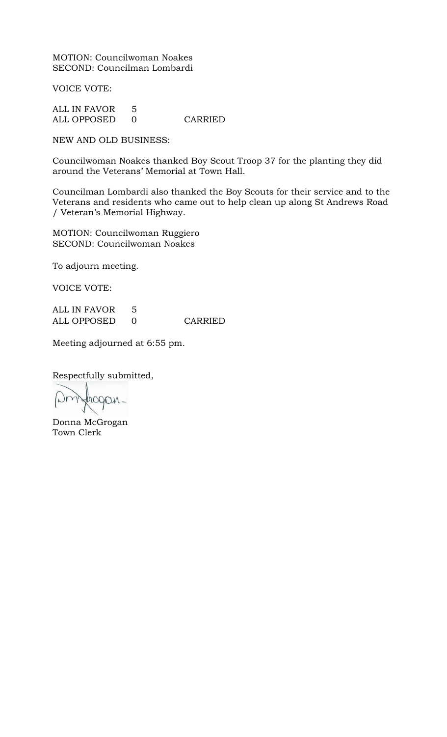MOTION: Councilwoman Noakes
SECOND: Councilman Lombardi

VOICE VOTE:

| | | |
|---|---|---|
| ALL IN FAVOR | 5 | |
| ALL OPPOSED | 0 | CARRIED |

NEW AND OLD BUSINESS:

Councilwoman Noakes thanked Boy Scout Troop 37 for the planting they did around the Veterans' Memorial at Town Hall.

Councilman Lombardi also thanked the Boy Scouts for their service and to the Veterans and residents who came out to help clean up along St Andrews Road / Veteran's Memorial Highway.

MOTION: Councilwoman Ruggiero
SECOND: Councilwoman Noakes

To adjourn meeting.

VOICE VOTE:

| | | |
|---|---|---|
| ALL IN FAVOR | 5 | |
| ALL OPPOSED | 0 | CARRIED |

Meeting adjourned at 6:55 pm.

Respectfully submitted,

Donna McGrogan
Town Clerk